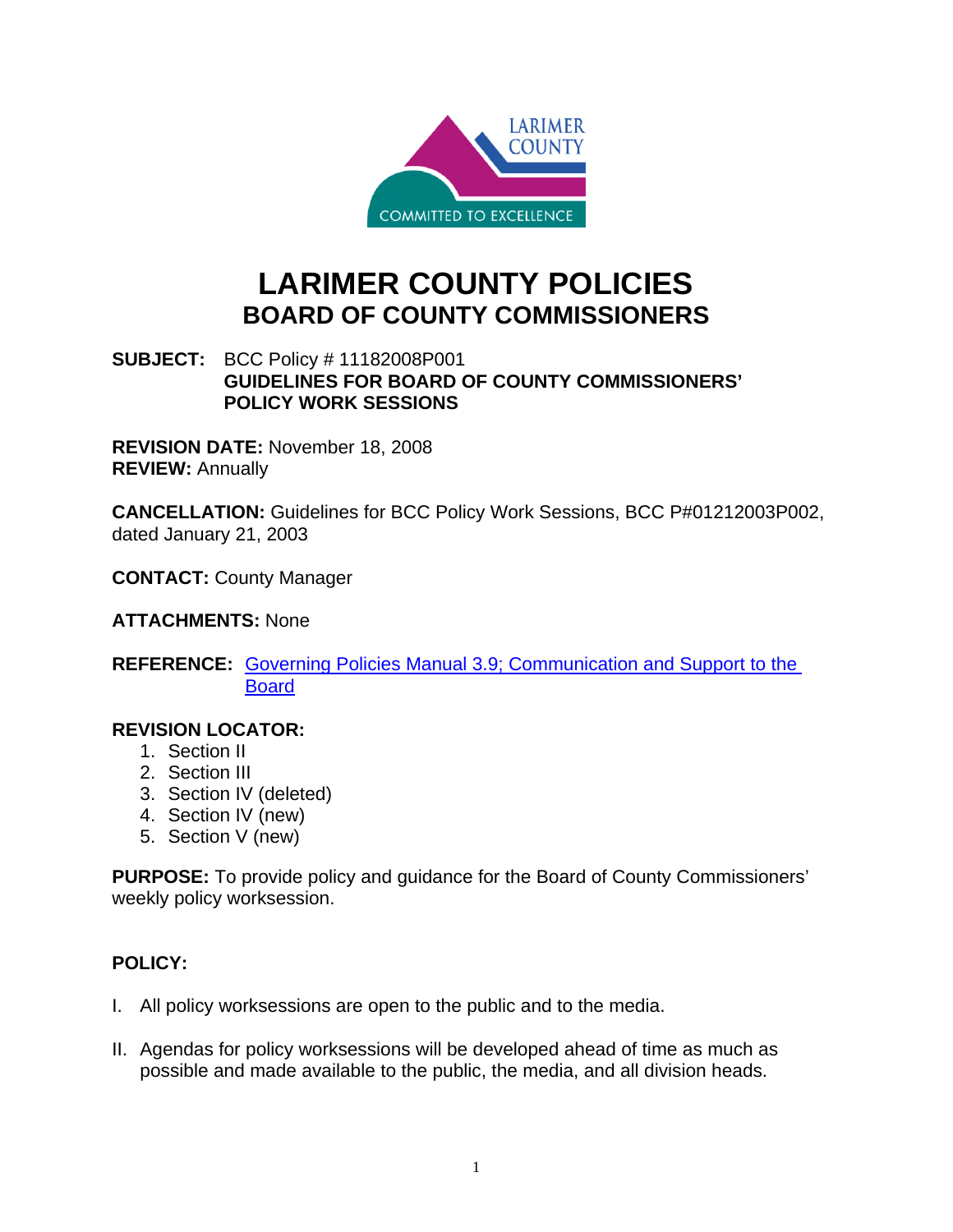# LARIMER COUNTY POLICIES

## BOARD OF COUNTY COMMISSIONERS

**SUBJECT:** BCC Policy # 11182008P001
**GUIDELINES FOR BOARD OF COUNTY COMMISSIONERS' POLICY WORK SESSIONS**

**REVISION DATE:** November 18, 2008
**REVIEW:** Annually

**CANCELLATION:** Guidelines for BCC Policy Work Sessions, BCC P#01212003P002, dated January 21, 2003

**CONTACT:** County Manager

**ATTACHMENTS:** None

**REFERENCE:** Governing Policies Manual 3.9; Communication and Support to the Board

**REVISION LOCATOR:**

1. Section II
2. Section III
3. Section IV (deleted)
4. Section IV (new)
5. Section V (new)

**PURPOSE:** To provide policy and guidance for the Board of County Commissioners' weekly policy worksession.

**POLICY:**

I. All policy worksessions are open to the public and to the media.

II. Agendas for policy worksessions will be developed ahead of time as much as possible and made available to the public, the media, and all division heads.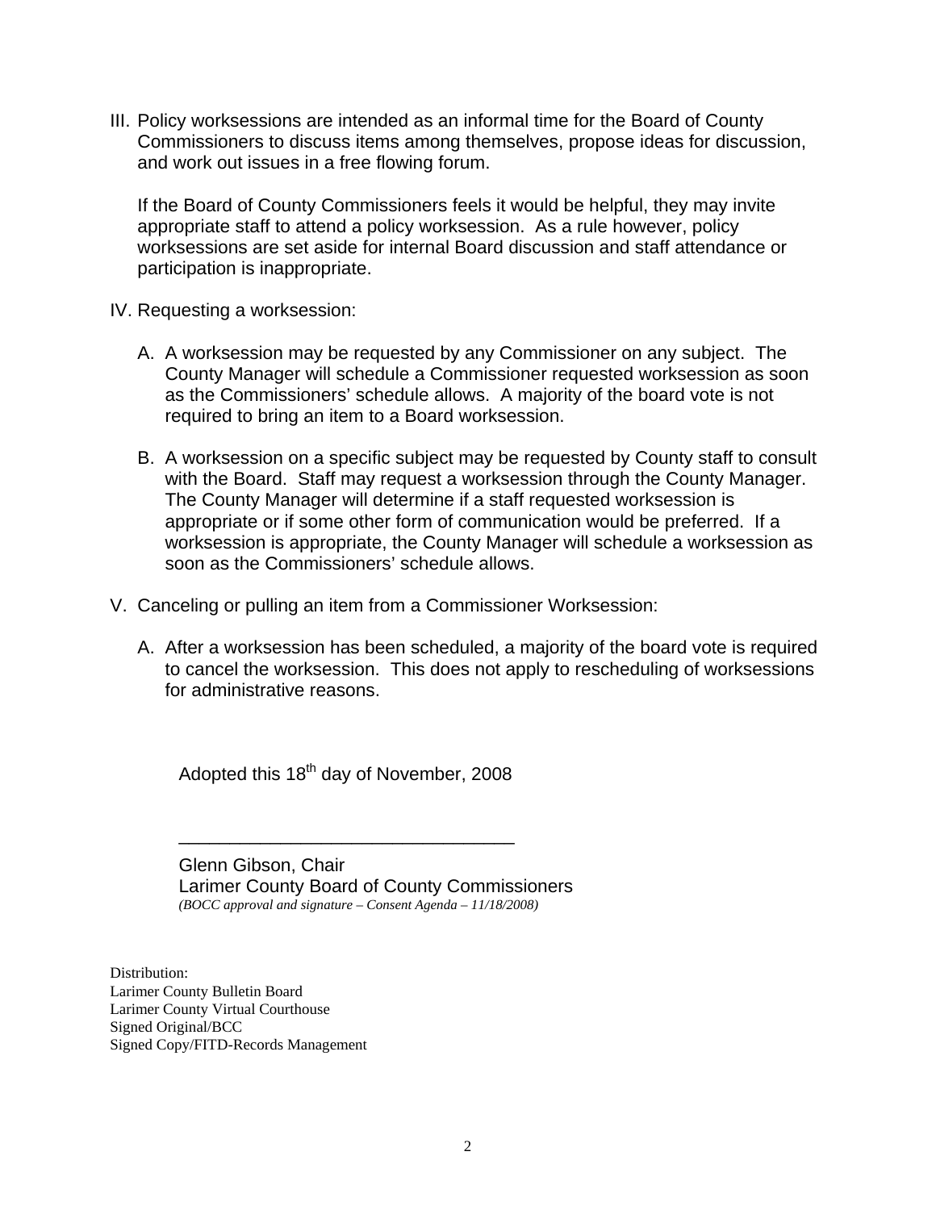III. Policy worksessions are intended as an informal time for the Board of County Commissioners to discuss items among themselves, propose ideas for discussion, and work out issues in a free flowing forum.

   If the Board of County Commissioners feels it would be helpful, they may invite appropriate staff to attend a policy worksession. As a rule however, policy worksessions are set aside for internal Board discussion and staff attendance or participation is inappropriate.

IV. Requesting a worksession:

   A. A worksession may be requested by any Commissioner on any subject. The County Manager will schedule a Commissioner requested worksession as soon as the Commissioners' schedule allows. A majority of the board vote is not required to bring an item to a Board worksession.

   B. A worksession on a specific subject may be requested by County staff to consult with the Board. Staff may request a worksession through the County Manager. The County Manager will determine if a staff requested worksession is appropriate or if some other form of communication would be preferred. If a worksession is appropriate, the County Manager will schedule a worksession as soon as the Commissioners' schedule allows.

V. Canceling or pulling an item from a Commissioner Worksession:

   A. After a worksession has been scheduled, a majority of the board vote is required to cancel the worksession. This does not apply to rescheduling of worksessions for administrative reasons.

Adopted this 18th day of November, 2008

\_\_\_\_\_\_\_\_\_\_\_\_\_\_\_\_\_\_\_\_\_\_\_\_\_\_\_\_\_\_\_\_\_\_

Glenn Gibson, Chair
Larimer County Board of County Commissioners
*(BOCC approval and signature – Consent Agenda – 11/18/2008)*

Distribution:
Larimer County Bulletin Board
Larimer County Virtual Courthouse
Signed Original/BCC
Signed Copy/FITD-Records Management